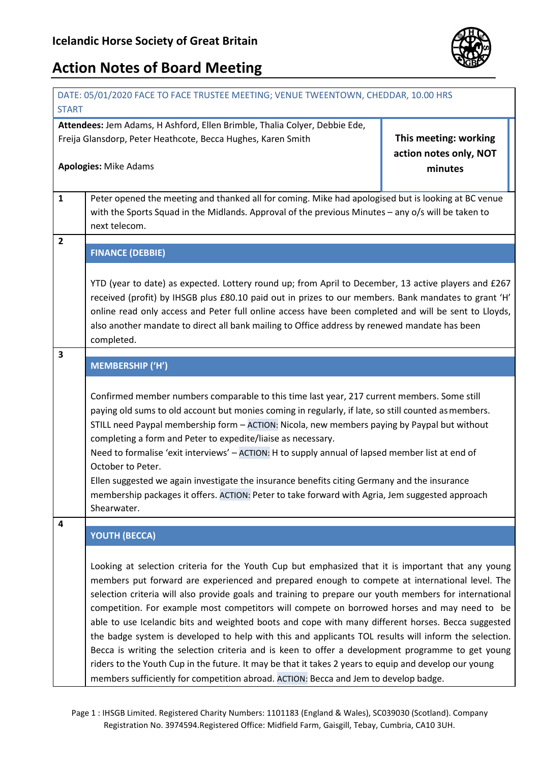**Icelandic Horse Society of Great Britain**

# Action Notes of Board Meeting

DATE: 05/01/2020 FACE TO FACE TRUSTEE MEETING; VENUE TWEENTOWN, CHEDDAR, 10.00 HRS START

**Attendees:** Jem Adams, H Ashford, Ellen Brimble, Thalia Colyer, Debbie Ede, Freija Glansdorp, Peter Heathcote, Becca Hughes, Karen Smith

**Apologies:** Mike Adams

**This meeting: working action notes only, NOT minutes**

**1**

Peter opened the meeting and thanked all for coming. Mike had apologised but is looking at BC venue with the Sports Squad in the Midlands. Approval of the previous Minutes – any o/s will be taken to next telecom.

**2**

## FINANCE (DEBBIE)

YTD (year to date) as expected. Lottery round up; from April to December, 13 active players and £267 received (profit) by IHSGB plus £80.10 paid out in prizes to our members. Bank mandates to grant 'H' online read only access and Peter full online access have been completed and will be sent to Lloyds, also another mandate to direct all bank mailing to Office address by renewed mandate has been completed.

**3**

## MEMBERSHIP ('H')

Confirmed member numbers comparable to this time last year, 217 current members. Some still paying old sums to old account but monies coming in regularly, if late, so still counted as members.
STILL need Paypal membership form – ACTION: Nicola, new members paying by Paypal but without completing a form and Peter to expedite/liaise as necessary.
Need to formalise 'exit interviews' – ACTION: H to supply annual of lapsed member list at end of October to Peter.
Ellen suggested we again investigate the insurance benefits citing Germany and the insurance membership packages it offers. ACTION: Peter to take forward with Agria, Jem suggested approach Shearwater.

**4**

## YOUTH (BECCA)

Looking at selection criteria for the Youth Cup but emphasized that it is important that any young members put forward are experienced and prepared enough to compete at international level. The selection criteria will also provide goals and training to prepare our youth members for international competition. For example most competitors will compete on borrowed horses and may need to be able to use Icelandic bits and weighted boots and cope with many different horses. Becca suggested the badge system is developed to help with this and applicants TOL results will inform the selection. Becca is writing the selection criteria and is keen to offer a development programme to get young riders to the Youth Cup in the future. It may be that it takes 2 years to equip and develop our young members sufficiently for competition abroad. ACTION: Becca and Jem to develop badge.

Page 1 : IHSGB Limited. Registered Charity Numbers: 1101183 (England & Wales), SC039030 (Scotland). Company Registration No. 3974594.Registered Office: Midfield Farm, Gaisgill, Tebay, Cumbria, CA10 3UH.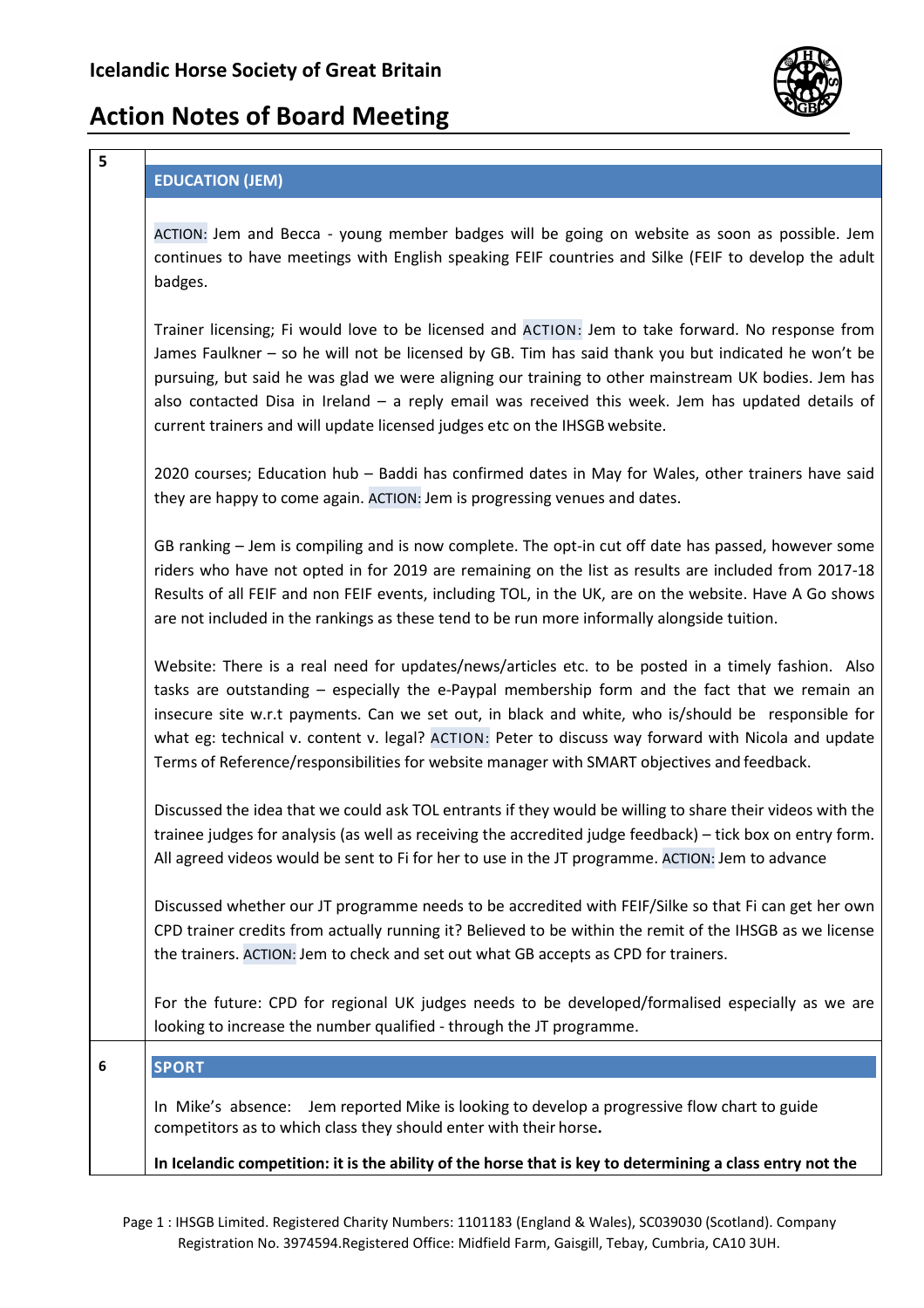| 5 | **EDUCATION (JEM)** |
|---|---|
| | ACTION: Jem and Becca - young member badges will be going on website as soon as possible. Jem continues to have meetings with English speaking FEIF countries and Silke (FEIF to develop the adult badges. |
| | Trainer licensing; Fi would love to be licensed and ACTION: Jem to take forward. No response from James Faulkner – so he will not be licensed by GB. Tim has said thank you but indicated he won't be pursuing, but said he was glad we were aligning our training to other mainstream UK bodies. Jem has also contacted Disa in Ireland – a reply email was received this week. Jem has updated details of current trainers and will update licensed judges etc on the IHSGB website. |
| | 2020 courses; Education hub – Baddi has confirmed dates in May for Wales, other trainers have said they are happy to come again. ACTION: Jem is progressing venues and dates. |
| | GB ranking – Jem is compiling and is now complete. The opt-in cut off date has passed, however some riders who have not opted in for 2019 are remaining on the list as results are included from 2017-18 Results of all FEIF and non FEIF events, including TOL, in the UK, are on the website. Have A Go shows are not included in the rankings as these tend to be run more informally alongside tuition. |
| | Website: There is a real need for updates/news/articles etc. to be posted in a timely fashion. Also tasks are outstanding – especially the e-Paypal membership form and the fact that we remain an insecure site w.r.t payments. Can we set out, in black and white, who is/should be responsible for what eg: technical v. content v. legal? ACTION: Peter to discuss way forward with Nicola and update Terms of Reference/responsibilities for website manager with SMART objectives and feedback. |
| | Discussed the idea that we could ask TOL entrants if they would be willing to share their videos with the trainee judges for analysis (as well as receiving the accredited judge feedback) – tick box on entry form. All agreed videos would be sent to Fi for her to use in the JT programme. ACTION: Jem to advance |
| | Discussed whether our JT programme needs to be accredited with FEIF/Silke so that Fi can get her own CPD trainer credits from actually running it? Believed to be within the remit of the IHSGB as we license the trainers. ACTION: Jem to check and set out what GB accepts as CPD for trainers. |
| | For the future: CPD for regional UK judges needs to be developed/formalised especially as we are looking to increase the number qualified - through the JT programme. |
| 6 | **SPORT** |
| | In Mike's absence: Jem reported Mike is looking to develop a progressive flow chart to guide competitors as to which class they should enter with their horse**.** |
| | **In Icelandic competition: it is the ability of the horse that is key to determining a class entry not the** |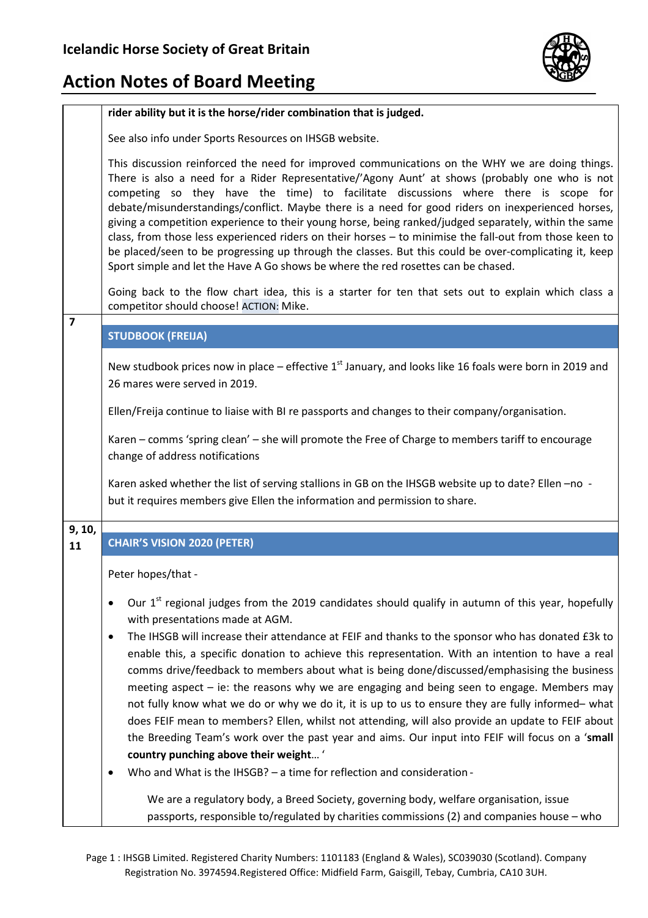| | |
|---|---|
| | **rider ability but it is the horse/rider combination that is judged.**<br><br>See also info under Sports Resources on IHSGB website.<br><br>This discussion reinforced the need for improved communications on the WHY we are doing things. There is also a need for a Rider Representative/'Agony Aunt' at shows (probably one who is not competing so they have the time) to facilitate discussions where there is scope for debate/misunderstandings/conflict. Maybe there is a need for good riders on inexperienced horses, giving a competition experience to their young horse, being ranked/judged separately, within the same class, from those less experienced riders on their horses – to minimise the fall-out from those keen to be placed/seen to be progressing up through the classes. But this could be over-complicating it, keep Sport simple and let the Have A Go shows be where the red rosettes can be chased.<br><br>Going back to the flow chart idea, this is a starter for ten that sets out to explain which class a competitor should choose! ACTION: Mike. |
| **7** | **STUDBOOK (FREIJA)**<br><br>New studbook prices now in place – effective 1st January, and looks like 16 foals were born in 2019 and 26 mares were served in 2019.<br><br>Ellen/Freija continue to liaise with BI re passports and changes to their company/organisation.<br><br>Karen – comms 'spring clean' – she will promote the Free of Charge to members tariff to encourage change of address notifications<br><br>Karen asked whether the list of serving stallions in GB on the IHSGB website up to date? Ellen –no - but it requires members give Ellen the information and permission to share. |
| **9, 10, 11** | **CHAIR'S VISION 2020 (PETER)**<br><br>Peter hopes/that -<br><br>• Our 1st regional judges from the 2019 candidates should qualify in autumn of this year, hopefully with presentations made at AGM.<br>• The IHSGB will increase their attendance at FEIF and thanks to the sponsor who has donated £3k to enable this, a specific donation to achieve this representation. With an intention to have a real comms drive/feedback to members about what is being done/discussed/emphasising the business meeting aspect – ie: the reasons why we are engaging and being seen to engage. Members may not fully know what we do or why we do it, it is up to us to ensure they are fully informed– what does FEIF mean to members? Ellen, whilst not attending, will also provide an update to FEIF about the Breeding Team's work over the past year and aims. Our input into FEIF will focus on a '**small country punching above their weight**… '<br>• Who and What is the IHSGB? – a time for reflection and consideration -<br><br>We are a regulatory body, a Breed Society, governing body, welfare organisation, issue passports, responsible to/regulated by charities commissions (2) and companies house – who |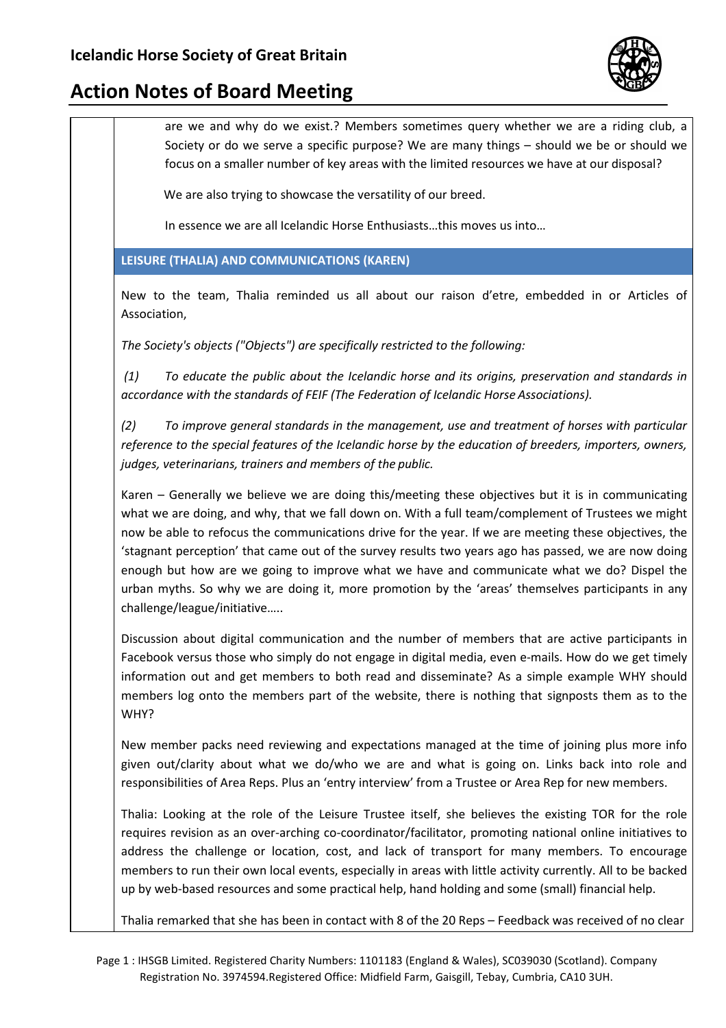are we and why do we exist.? Members sometimes query whether we are a riding club, a Society or do we serve a specific purpose? We are many things – should we be or should we focus on a smaller number of key areas with the limited resources we have at our disposal?

We are also trying to showcase the versatility of our breed.

In essence we are all Icelandic Horse Enthusiasts…this moves us into…

## LEISURE (THALIA) AND COMMUNICATIONS (KAREN)

New to the team, Thalia reminded us all about our raison d'etre, embedded in or Articles of Association,

*The Society's objects ("Objects") are specifically restricted to the following:*

*(1) To educate the public about the Icelandic horse and its origins, preservation and standards in accordance with the standards of FEIF (The Federation of Icelandic Horse Associations).*

*(2) To improve general standards in the management, use and treatment of horses with particular reference to the special features of the Icelandic horse by the education of breeders, importers, owners, judges, veterinarians, trainers and members of the public.*

Karen – Generally we believe we are doing this/meeting these objectives but it is in communicating what we are doing, and why, that we fall down on. With a full team/complement of Trustees we might now be able to refocus the communications drive for the year. If we are meeting these objectives, the 'stagnant perception' that came out of the survey results two years ago has passed, we are now doing enough but how are we going to improve what we have and communicate what we do? Dispel the urban myths. So why we are doing it, more promotion by the 'areas' themselves participants in any challenge/league/initiative…..

Discussion about digital communication and the number of members that are active participants in Facebook versus those who simply do not engage in digital media, even e-mails. How do we get timely information out and get members to both read and disseminate? As a simple example WHY should members log onto the members part of the website, there is nothing that signposts them as to the WHY?

New member packs need reviewing and expectations managed at the time of joining plus more info given out/clarity about what we do/who we are and what is going on. Links back into role and responsibilities of Area Reps. Plus an 'entry interview' from a Trustee or Area Rep for new members.

Thalia: Looking at the role of the Leisure Trustee itself, she believes the existing TOR for the role requires revision as an over-arching co-coordinator/facilitator, promoting national online initiatives to address the challenge or location, cost, and lack of transport for many members. To encourage members to run their own local events, especially in areas with little activity currently. All to be backed up by web-based resources and some practical help, hand holding and some (small) financial help.

Thalia remarked that she has been in contact with 8 of the 20 Reps – Feedback was received of no clear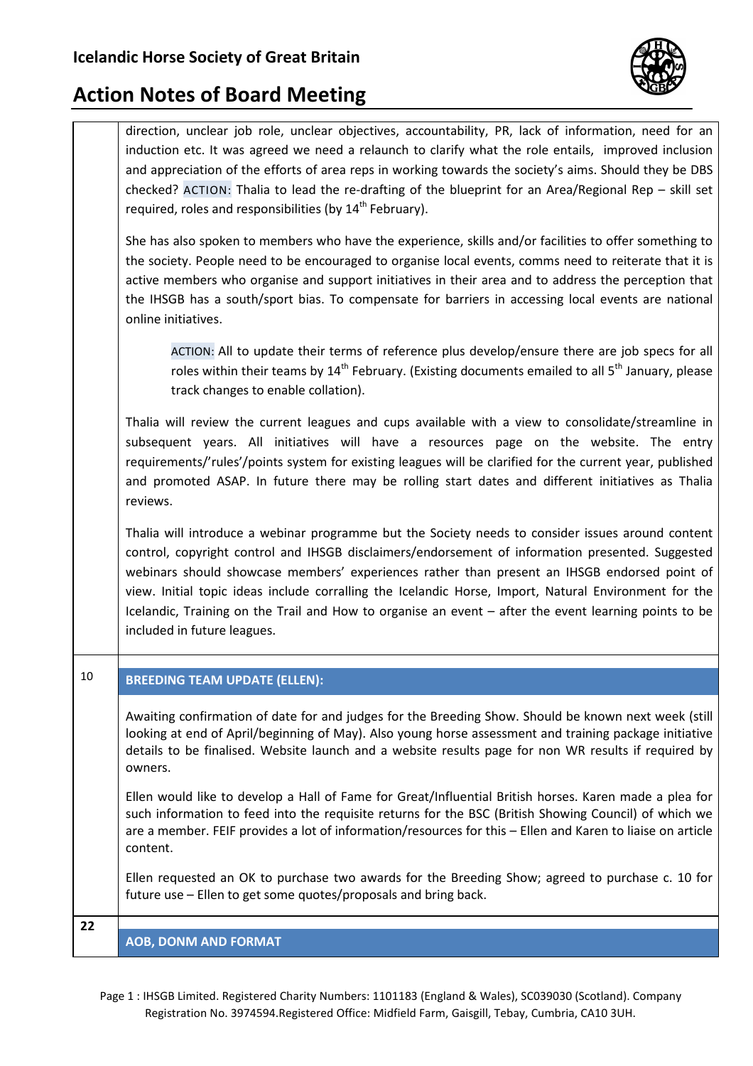direction, unclear job role, unclear objectives, accountability, PR, lack of information, need for an induction etc. It was agreed we need a relaunch to clarify what the role entails, improved inclusion and appreciation of the efforts of area reps in working towards the society's aims. Should they be DBS checked? ACTION: Thalia to lead the re-drafting of the blueprint for an Area/Regional Rep – skill set required, roles and responsibilities (by 14th February).

She has also spoken to members who have the experience, skills and/or facilities to offer something to the society. People need to be encouraged to organise local events, comms need to reiterate that it is active members who organise and support initiatives in their area and to address the perception that the IHSGB has a south/sport bias. To compensate for barriers in accessing local events are national online initiatives.

> ACTION: All to update their terms of reference plus develop/ensure there are job specs for all roles within their teams by 14th February. (Existing documents emailed to all 5th January, please track changes to enable collation).

Thalia will review the current leagues and cups available with a view to consolidate/streamline in subsequent years. All initiatives will have a resources page on the website. The entry requirements/'rules'/points system for existing leagues will be clarified for the current year, published and promoted ASAP. In future there may be rolling start dates and different initiatives as Thalia reviews.

Thalia will introduce a webinar programme but the Society needs to consider issues around content control, copyright control and IHSGB disclaimers/endorsement of information presented. Suggested webinars should showcase members' experiences rather than present an IHSGB endorsed point of view. Initial topic ideas include corralling the Icelandic Horse, Import, Natural Environment for the Icelandic, Training on the Trail and How to organise an event – after the event learning points to be included in future leagues.

## 10 BREEDING TEAM UPDATE (ELLEN):

Awaiting confirmation of date for and judges for the Breeding Show. Should be known next week (still looking at end of April/beginning of May). Also young horse assessment and training package initiative details to be finalised. Website launch and a website results page for non WR results if required by owners.

Ellen would like to develop a Hall of Fame for Great/Influential British horses. Karen made a plea for such information to feed into the requisite returns for the BSC (British Showing Council) of which we are a member. FEIF provides a lot of information/resources for this – Ellen and Karen to liaise on article content.

Ellen requested an OK to purchase two awards for the Breeding Show; agreed to purchase c. 10 for future use – Ellen to get some quotes/proposals and bring back.

## 22 AOB, DONM AND FORMAT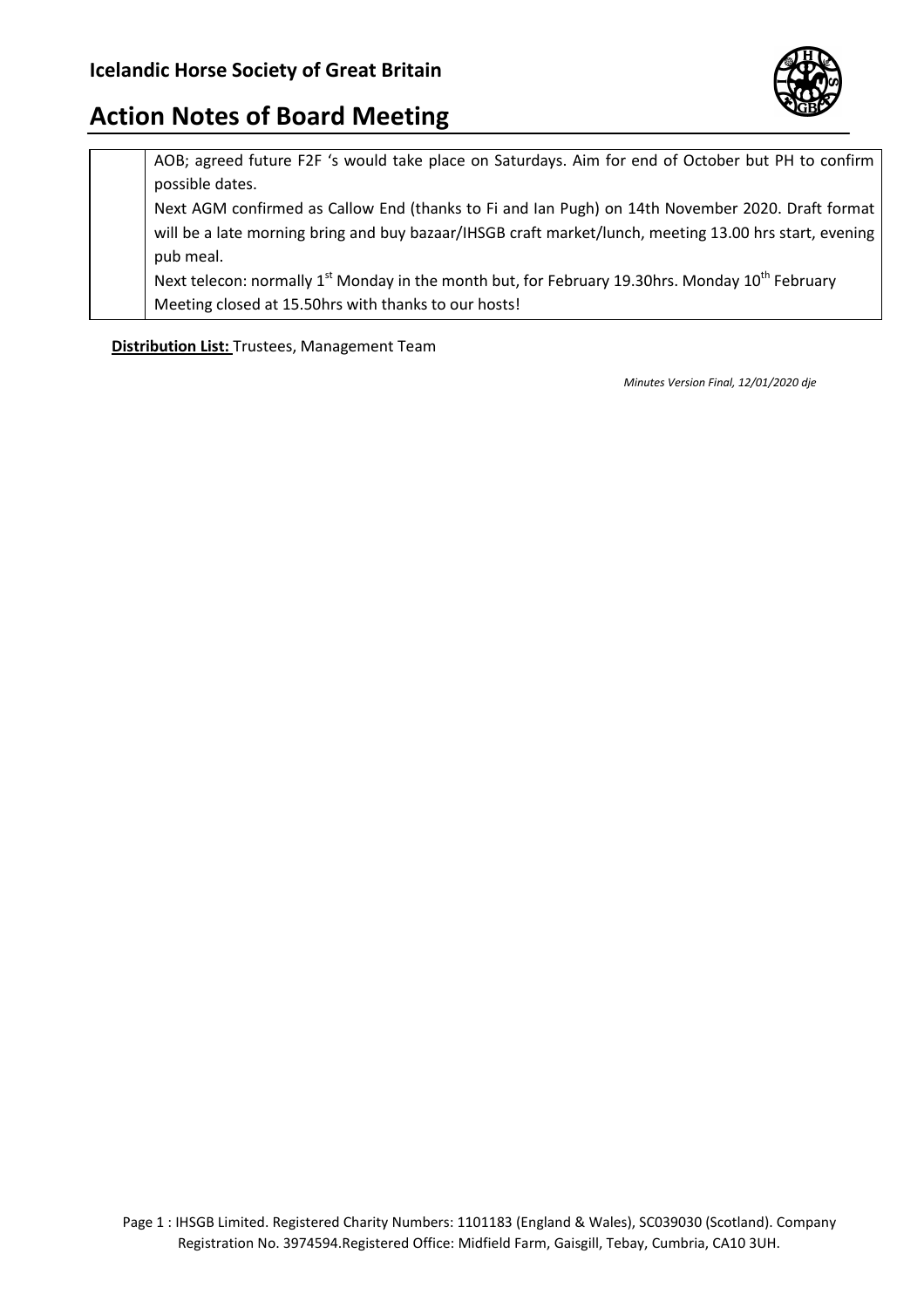| | |
|---|---|
| | AOB; agreed future F2F 's would take place on Saturdays. Aim for end of October but PH to confirm possible dates.<br>Next AGM confirmed as Callow End (thanks to Fi and Ian Pugh) on 14th November 2020. Draft format will be a late morning bring and buy bazaar/IHSGB craft market/lunch, meeting 13.00 hrs start, evening pub meal.<br>Next telecon: normally 1st Monday in the month but, for February 19.30hrs. Monday 10th February<br>Meeting closed at 15.50hrs with thanks to our hosts! |

**Distribution List:** Trustees, Management Team

*Minutes Version Final, 12/01/2020 dje*